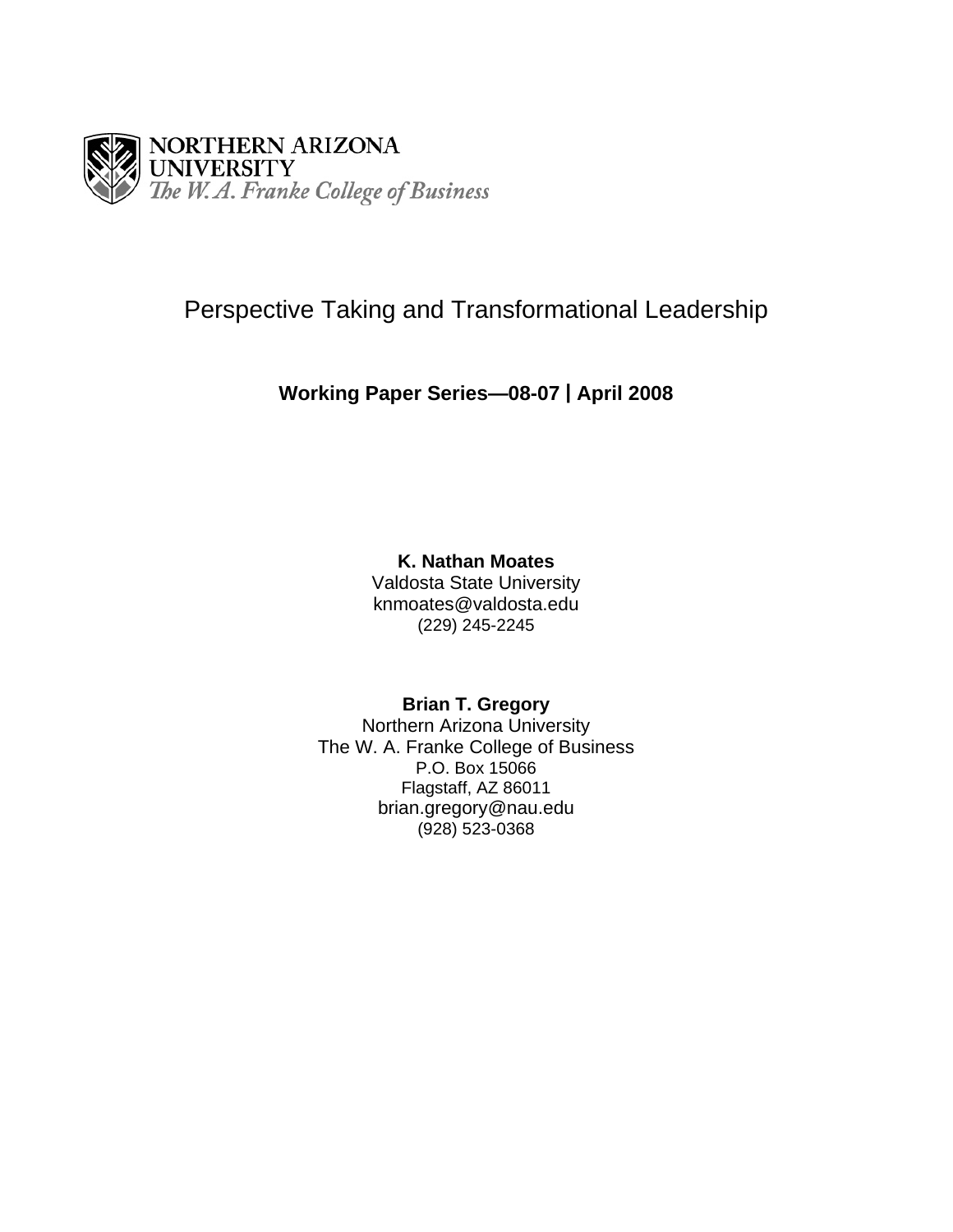NORTHERN ARIZONA UNIVERSITY
*The W. A. Franke College of Business*

# Perspective Taking and Transformational Leadership

**Working Paper Series—08-07 | April 2008**

**K. Nathan Moates**
Valdosta State University
knmoates@valdosta.edu
(229) 245-2245

**Brian T. Gregory**
Northern Arizona University
The W. A. Franke College of Business
P.O. Box 15066
Flagstaff, AZ 86011
brian.gregory@nau.edu
(928) 523-0368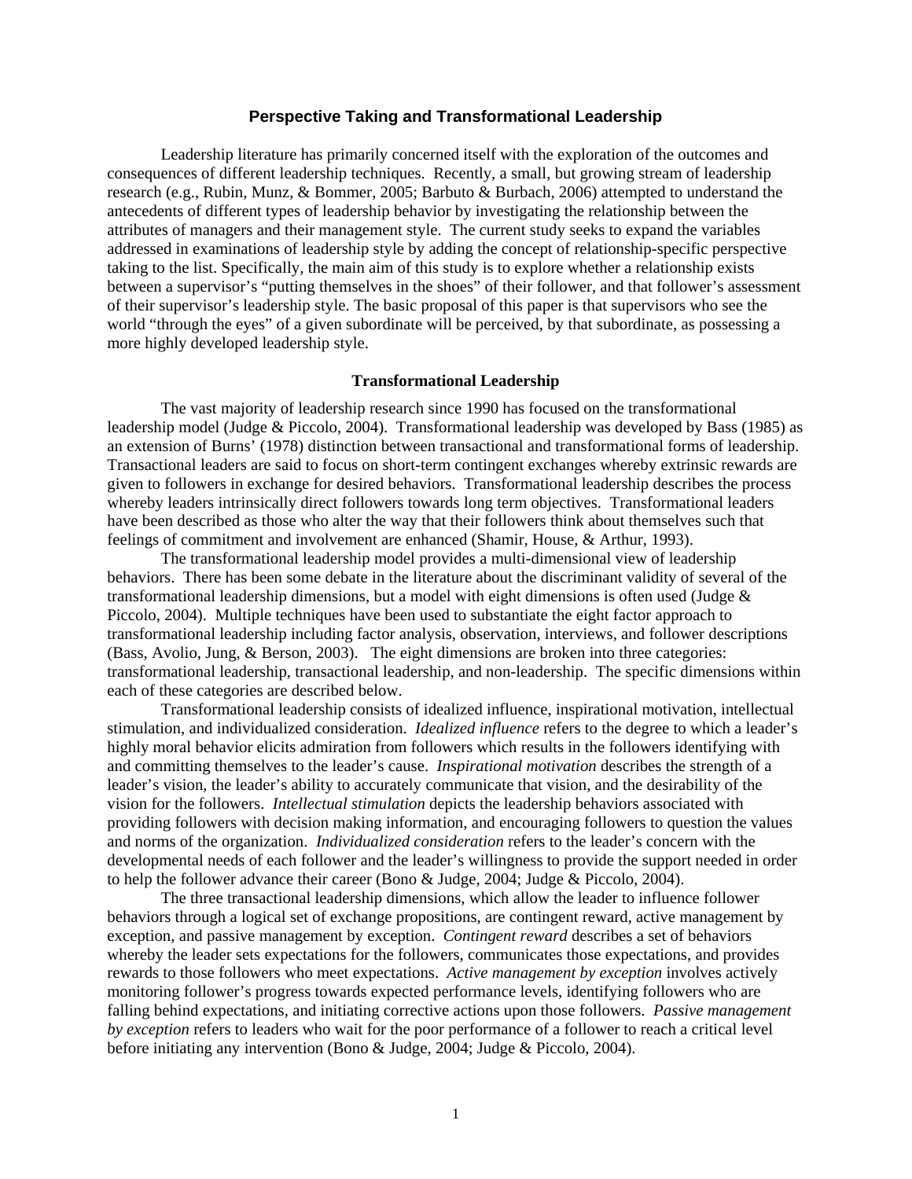## Perspective Taking and Transformational Leadership

Leadership literature has primarily concerned itself with the exploration of the outcomes and consequences of different leadership techniques. Recently, a small, but growing stream of leadership research (e.g., Rubin, Munz, & Bommer, 2005; Barbuto & Burbach, 2006) attempted to understand the antecedents of different types of leadership behavior by investigating the relationship between the attributes of managers and their management style. The current study seeks to expand the variables addressed in examinations of leadership style by adding the concept of relationship-specific perspective taking to the list. Specifically, the main aim of this study is to explore whether a relationship exists between a supervisor's "putting themselves in the shoes" of their follower, and that follower's assessment of their supervisor's leadership style. The basic proposal of this paper is that supervisors who see the world "through the eyes" of a given subordinate will be perceived, by that subordinate, as possessing a more highly developed leadership style.

### Transformational Leadership

The vast majority of leadership research since 1990 has focused on the transformational leadership model (Judge & Piccolo, 2004). Transformational leadership was developed by Bass (1985) as an extension of Burns' (1978) distinction between transactional and transformational forms of leadership. Transactional leaders are said to focus on short-term contingent exchanges whereby extrinsic rewards are given to followers in exchange for desired behaviors. Transformational leadership describes the process whereby leaders intrinsically direct followers towards long term objectives. Transformational leaders have been described as those who alter the way that their followers think about themselves such that feelings of commitment and involvement are enhanced (Shamir, House, & Arthur, 1993).

The transformational leadership model provides a multi-dimensional view of leadership behaviors. There has been some debate in the literature about the discriminant validity of several of the transformational leadership dimensions, but a model with eight dimensions is often used (Judge & Piccolo, 2004). Multiple techniques have been used to substantiate the eight factor approach to transformational leadership including factor analysis, observation, interviews, and follower descriptions (Bass, Avolio, Jung, & Berson, 2003). The eight dimensions are broken into three categories: transformational leadership, transactional leadership, and non-leadership. The specific dimensions within each of these categories are described below.

Transformational leadership consists of idealized influence, inspirational motivation, intellectual stimulation, and individualized consideration. *Idealized influence* refers to the degree to which a leader's highly moral behavior elicits admiration from followers which results in the followers identifying with and committing themselves to the leader's cause. *Inspirational motivation* describes the strength of a leader's vision, the leader's ability to accurately communicate that vision, and the desirability of the vision for the followers. *Intellectual stimulation* depicts the leadership behaviors associated with providing followers with decision making information, and encouraging followers to question the values and norms of the organization. *Individualized consideration* refers to the leader's concern with the developmental needs of each follower and the leader's willingness to provide the support needed in order to help the follower advance their career (Bono & Judge, 2004; Judge & Piccolo, 2004).

The three transactional leadership dimensions, which allow the leader to influence follower behaviors through a logical set of exchange propositions, are contingent reward, active management by exception, and passive management by exception. *Contingent reward* describes a set of behaviors whereby the leader sets expectations for the followers, communicates those expectations, and provides rewards to those followers who meet expectations. *Active management by exception* involves actively monitoring follower's progress towards expected performance levels, identifying followers who are falling behind expectations, and initiating corrective actions upon those followers. *Passive management by exception* refers to leaders who wait for the poor performance of a follower to reach a critical level before initiating any intervention (Bono & Judge, 2004; Judge & Piccolo, 2004).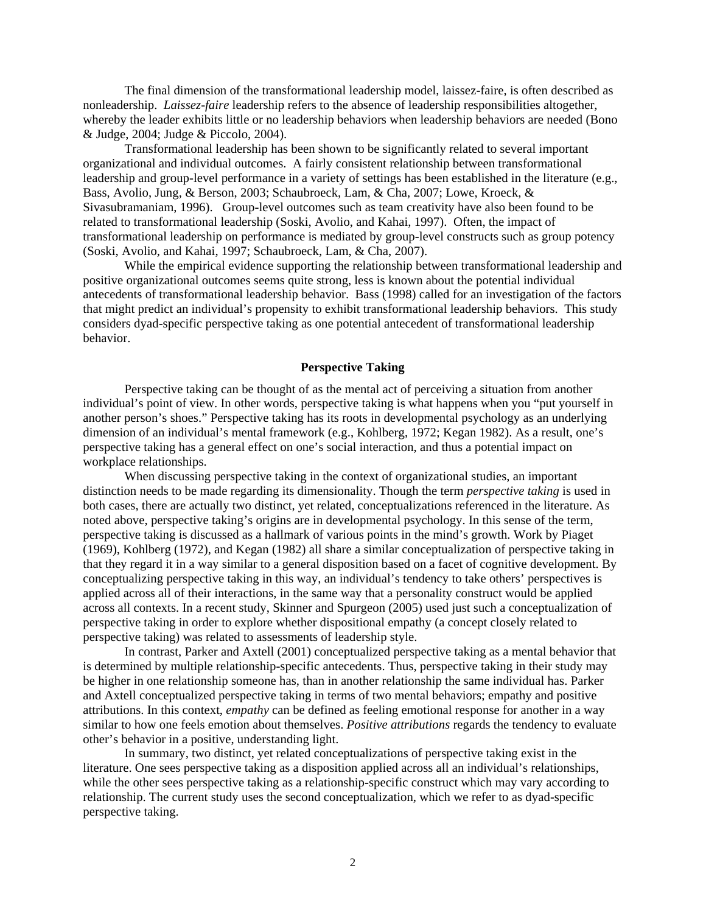The final dimension of the transformational leadership model, laissez-faire, is often described as nonleadership. *Laissez-faire* leadership refers to the absence of leadership responsibilities altogether, whereby the leader exhibits little or no leadership behaviors when leadership behaviors are needed (Bono & Judge, 2004; Judge & Piccolo, 2004).

Transformational leadership has been shown to be significantly related to several important organizational and individual outcomes. A fairly consistent relationship between transformational leadership and group-level performance in a variety of settings has been established in the literature (e.g., Bass, Avolio, Jung, & Berson, 2003; Schaubroeck, Lam, & Cha, 2007; Lowe, Kroeck, & Sivasubramaniam, 1996). Group-level outcomes such as team creativity have also been found to be related to transformational leadership (Soski, Avolio, and Kahai, 1997). Often, the impact of transformational leadership on performance is mediated by group-level constructs such as group potency (Soski, Avolio, and Kahai, 1997; Schaubroeck, Lam, & Cha, 2007).

While the empirical evidence supporting the relationship between transformational leadership and positive organizational outcomes seems quite strong, less is known about the potential individual antecedents of transformational leadership behavior. Bass (1998) called for an investigation of the factors that might predict an individual's propensity to exhibit transformational leadership behaviors. This study considers dyad-specific perspective taking as one potential antecedent of transformational leadership behavior.

## Perspective Taking

Perspective taking can be thought of as the mental act of perceiving a situation from another individual's point of view. In other words, perspective taking is what happens when you "put yourself in another person's shoes." Perspective taking has its roots in developmental psychology as an underlying dimension of an individual's mental framework (e.g., Kohlberg, 1972; Kegan 1982). As a result, one's perspective taking has a general effect on one's social interaction, and thus a potential impact on workplace relationships.

When discussing perspective taking in the context of organizational studies, an important distinction needs to be made regarding its dimensionality. Though the term *perspective taking* is used in both cases, there are actually two distinct, yet related, conceptualizations referenced in the literature. As noted above, perspective taking's origins are in developmental psychology. In this sense of the term, perspective taking is discussed as a hallmark of various points in the mind's growth. Work by Piaget (1969), Kohlberg (1972), and Kegan (1982) all share a similar conceptualization of perspective taking in that they regard it in a way similar to a general disposition based on a facet of cognitive development. By conceptualizing perspective taking in this way, an individual's tendency to take others' perspectives is applied across all of their interactions, in the same way that a personality construct would be applied across all contexts. In a recent study, Skinner and Spurgeon (2005) used just such a conceptualization of perspective taking in order to explore whether dispositional empathy (a concept closely related to perspective taking) was related to assessments of leadership style.

In contrast, Parker and Axtell (2001) conceptualized perspective taking as a mental behavior that is determined by multiple relationship-specific antecedents. Thus, perspective taking in their study may be higher in one relationship someone has, than in another relationship the same individual has. Parker and Axtell conceptualized perspective taking in terms of two mental behaviors; empathy and positive attributions. In this context, *empathy* can be defined as feeling emotional response for another in a way similar to how one feels emotion about themselves. *Positive attributions* regards the tendency to evaluate other's behavior in a positive, understanding light.

In summary, two distinct, yet related conceptualizations of perspective taking exist in the literature. One sees perspective taking as a disposition applied across all an individual's relationships, while the other sees perspective taking as a relationship-specific construct which may vary according to relationship. The current study uses the second conceptualization, which we refer to as dyad-specific perspective taking.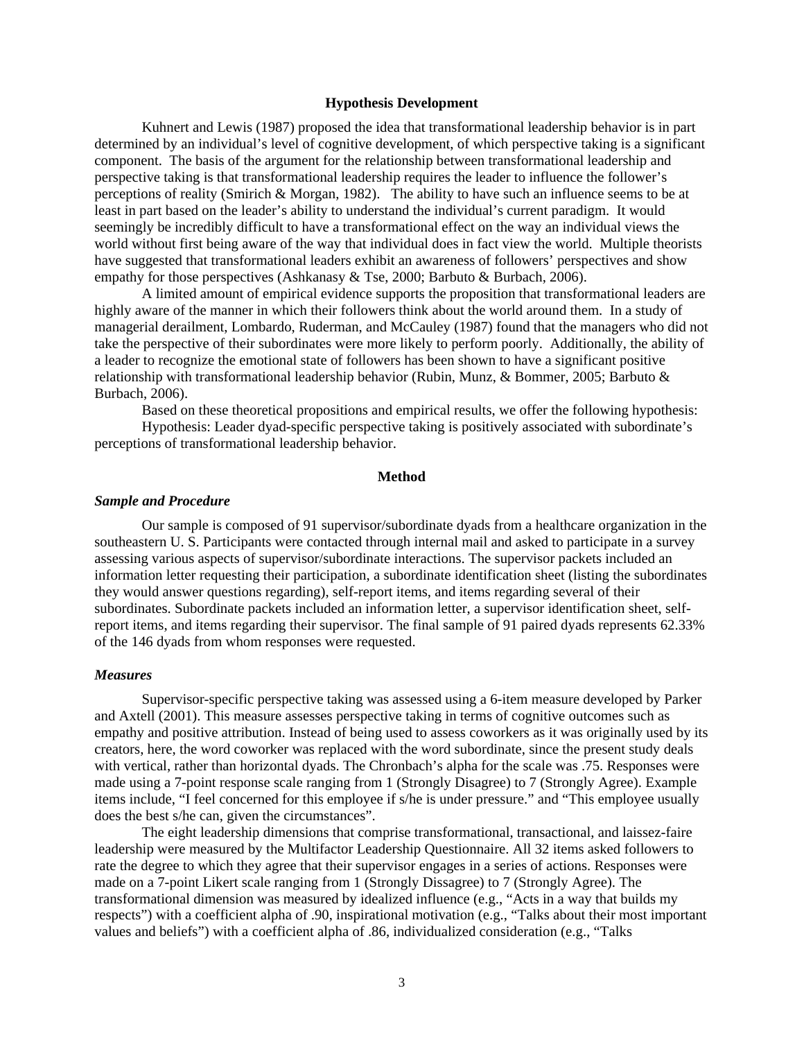### Hypothesis Development

Kuhnert and Lewis (1987) proposed the idea that transformational leadership behavior is in part determined by an individual's level of cognitive development, of which perspective taking is a significant component. The basis of the argument for the relationship between transformational leadership and perspective taking is that transformational leadership requires the leader to influence the follower's perceptions of reality (Smirich & Morgan, 1982). The ability to have such an influence seems to be at least in part based on the leader's ability to understand the individual's current paradigm. It would seemingly be incredibly difficult to have a transformational effect on the way an individual views the world without first being aware of the way that individual does in fact view the world. Multiple theorists have suggested that transformational leaders exhibit an awareness of followers' perspectives and show empathy for those perspectives (Ashkanasy & Tse, 2000; Barbuto & Burbach, 2006).

A limited amount of empirical evidence supports the proposition that transformational leaders are highly aware of the manner in which their followers think about the world around them. In a study of managerial derailment, Lombardo, Ruderman, and McCauley (1987) found that the managers who did not take the perspective of their subordinates were more likely to perform poorly. Additionally, the ability of a leader to recognize the emotional state of followers has been shown to have a significant positive relationship with transformational leadership behavior (Rubin, Munz, & Bommer, 2005; Barbuto & Burbach, 2006).

Based on these theoretical propositions and empirical results, we offer the following hypothesis:

Hypothesis: Leader dyad-specific perspective taking is positively associated with subordinate's perceptions of transformational leadership behavior.

### Method

#### *Sample and Procedure*

Our sample is composed of 91 supervisor/subordinate dyads from a healthcare organization in the southeastern U. S. Participants were contacted through internal mail and asked to participate in a survey assessing various aspects of supervisor/subordinate interactions. The supervisor packets included an information letter requesting their participation, a subordinate identification sheet (listing the subordinates they would answer questions regarding), self-report items, and items regarding several of their subordinates. Subordinate packets included an information letter, a supervisor identification sheet, self-report items, and items regarding their supervisor. The final sample of 91 paired dyads represents 62.33% of the 146 dyads from whom responses were requested.

#### *Measures*

Supervisor-specific perspective taking was assessed using a 6-item measure developed by Parker and Axtell (2001). This measure assesses perspective taking in terms of cognitive outcomes such as empathy and positive attribution. Instead of being used to assess coworkers as it was originally used by its creators, here, the word coworker was replaced with the word subordinate, since the present study deals with vertical, rather than horizontal dyads. The Chronbach's alpha for the scale was .75. Responses were made using a 7-point response scale ranging from 1 (Strongly Disagree) to 7 (Strongly Agree). Example items include, "I feel concerned for this employee if s/he is under pressure." and "This employee usually does the best s/he can, given the circumstances".

The eight leadership dimensions that comprise transformational, transactional, and laissez-faire leadership were measured by the Multifactor Leadership Questionnaire. All 32 items asked followers to rate the degree to which they agree that their supervisor engages in a series of actions. Responses were made on a 7-point Likert scale ranging from 1 (Strongly Dissagree) to 7 (Strongly Agree). The transformational dimension was measured by idealized influence (e.g., "Acts in a way that builds my respects") with a coefficient alpha of .90, inspirational motivation (e.g., "Talks about their most important values and beliefs") with a coefficient alpha of .86, individualized consideration (e.g., "Talks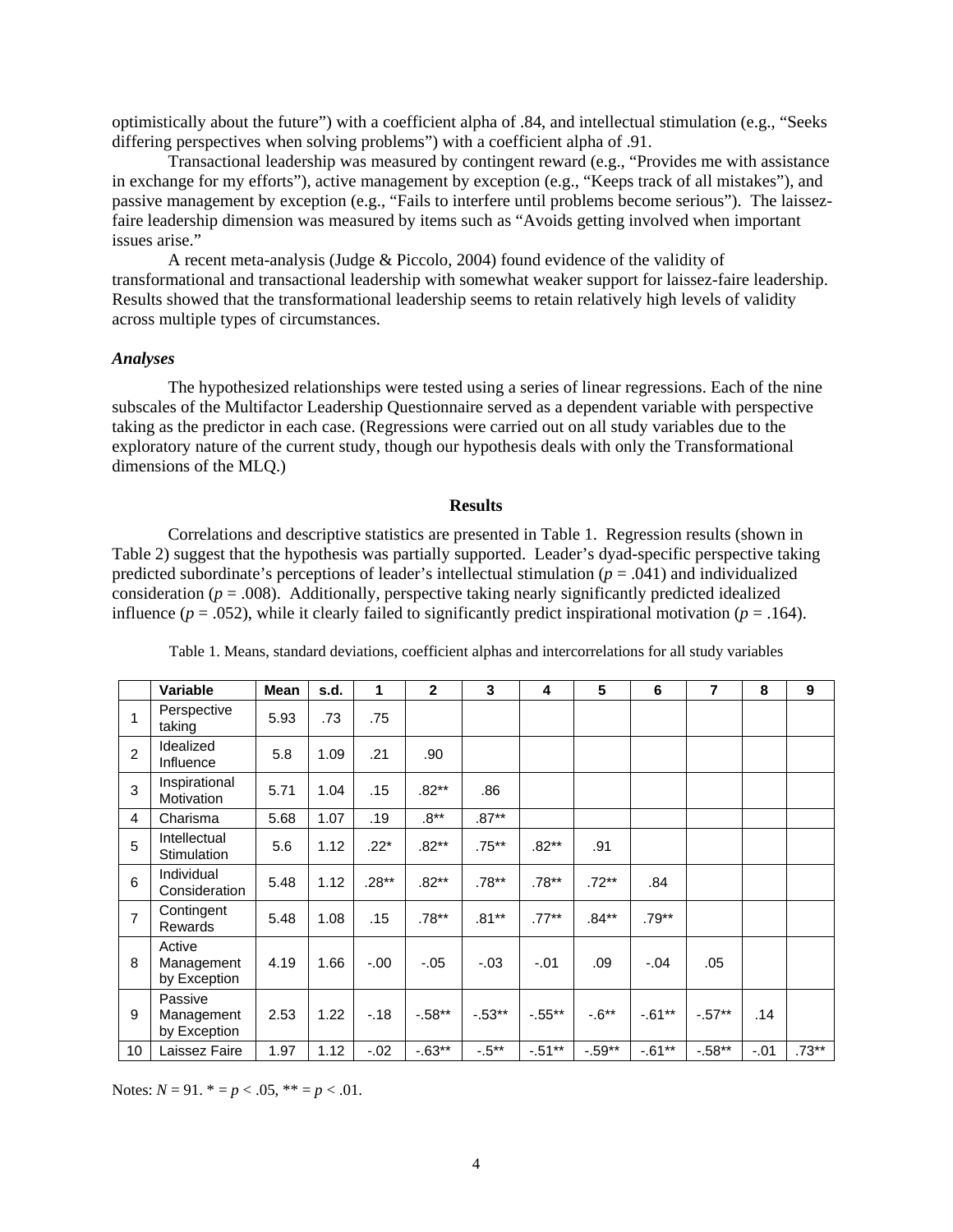optimistically about the future") with a coefficient alpha of .84, and intellectual stimulation (e.g., "Seeks differing perspectives when solving problems") with a coefficient alpha of .91.

Transactional leadership was measured by contingent reward (e.g., "Provides me with assistance in exchange for my efforts"), active management by exception (e.g., "Keeps track of all mistakes"), and passive management by exception (e.g., "Fails to interfere until problems become serious"). The laissez-faire leadership dimension was measured by items such as "Avoids getting involved when important issues arise."

A recent meta-analysis (Judge & Piccolo, 2004) found evidence of the validity of transformational and transactional leadership with somewhat weaker support for laissez-faire leadership. Results showed that the transformational leadership seems to retain relatively high levels of validity across multiple types of circumstances.

### *Analyses*

The hypothesized relationships were tested using a series of linear regressions. Each of the nine subscales of the Multifactor Leadership Questionnaire served as a dependent variable with perspective taking as the predictor in each case. (Regressions were carried out on all study variables due to the exploratory nature of the current study, though our hypothesis deals with only the Transformational dimensions of the MLQ.)

## Results

Correlations and descriptive statistics are presented in Table 1. Regression results (shown in Table 2) suggest that the hypothesis was partially supported. Leader's dyad-specific perspective taking predicted subordinate's perceptions of leader's intellectual stimulation ($p$ = .041) and individualized consideration ($p$ = .008). Additionally, perspective taking nearly significantly predicted idealized influence ($p$ = .052), while it clearly failed to significantly predict inspirational motivation ($p$ = .164).

Table 1. Means, standard deviations, coefficient alphas and intercorrelations for all study variables

| | Variable | Mean | s.d. | 1 | 2 | 3 | 4 | 5 | 6 | 7 | 8 | 9 |
|---|---|---|---|---|---|---|---|---|---|---|---|---|
| 1 | Perspective taking | 5.93 | .73 | .75 | | | | | | | | |
| 2 | Idealized Influence | 5.8 | 1.09 | .21 | .90 | | | | | | | |
| 3 | Inspirational Motivation | 5.71 | 1.04 | .15 | .82** | .86 | | | | | | |
| 4 | Charisma | 5.68 | 1.07 | .19 | .8** | .87** | | | | | | |
| 5 | Intellectual Stimulation | 5.6 | 1.12 | .22* | .82** | .75** | .82** | .91 | | | | |
| 6 | Individual Consideration | 5.48 | 1.12 | .28** | .82** | .78** | .78** | .72** | .84 | | | |
| 7 | Contingent Rewards | 5.48 | 1.08 | .15 | .78** | .81** | .77** | .84** | .79** | | | |
| 8 | Active Management by Exception | 4.19 | 1.66 | -.00 | -.05 | -.03 | -.01 | .09 | -.04 | .05 | | |
| 9 | Passive Management by Exception | 2.53 | 1.22 | -.18 | -.58** | -.53** | -.55** | -.6** | -.61** | -.57** | .14 | |
| 10 | Laissez Faire | 1.97 | 1.12 | -.02 | -.63** | -.5** | -.51** | -.59** | -.61** | -.58** | -.01 | .73** |

Notes: $N$ = 91. * = $p < .05$, ** = $p < .01$.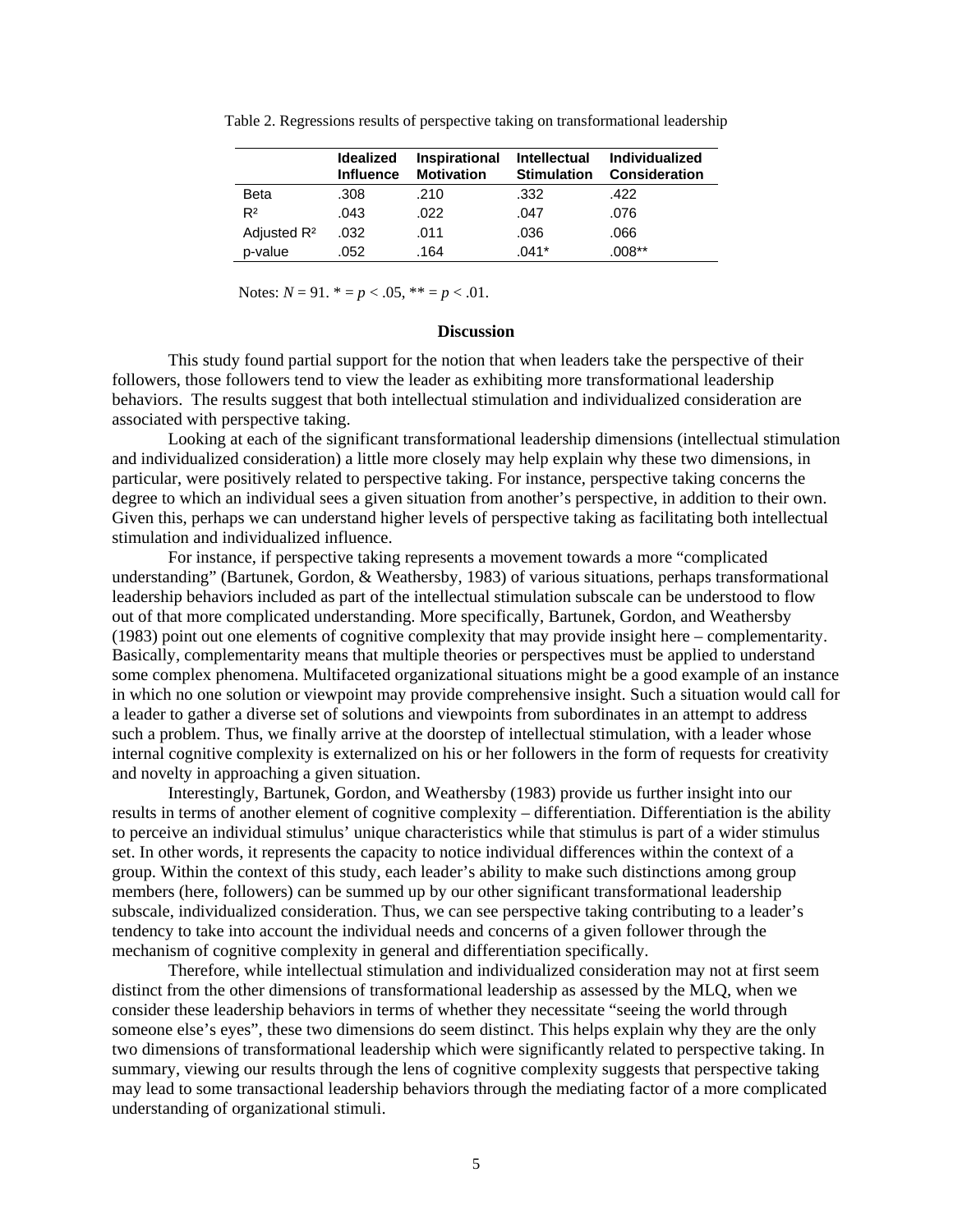Table 2. Regressions results of perspective taking on transformational leadership

| | Idealized Influence | Inspirational Motivation | Intellectual Stimulation | Individualized Consideration |
|---|---|---|---|---|
| Beta | .308 | .210 | .332 | .422 |
| $R^2$ | .043 | .022 | .047 | .076 |
| Adjusted $R^2$ | .032 | .011 | .036 | .066 |
| p-value | .052 | .164 | .041* | .008** |

Notes: *N* = 91. * = *p* < .05, ** = *p* < .01.

## Discussion

This study found partial support for the notion that when leaders take the perspective of their followers, those followers tend to view the leader as exhibiting more transformational leadership behaviors. The results suggest that both intellectual stimulation and individualized consideration are associated with perspective taking.

Looking at each of the significant transformational leadership dimensions (intellectual stimulation and individualized consideration) a little more closely may help explain why these two dimensions, in particular, were positively related to perspective taking. For instance, perspective taking concerns the degree to which an individual sees a given situation from another's perspective, in addition to their own. Given this, perhaps we can understand higher levels of perspective taking as facilitating both intellectual stimulation and individualized influence.

For instance, if perspective taking represents a movement towards a more "complicated understanding" (Bartunek, Gordon, & Weathersby, 1983) of various situations, perhaps transformational leadership behaviors included as part of the intellectual stimulation subscale can be understood to flow out of that more complicated understanding. More specifically, Bartunek, Gordon, and Weathersby (1983) point out one elements of cognitive complexity that may provide insight here – complementarity. Basically, complementarity means that multiple theories or perspectives must be applied to understand some complex phenomena. Multifaceted organizational situations might be a good example of an instance in which no one solution or viewpoint may provide comprehensive insight. Such a situation would call for a leader to gather a diverse set of solutions and viewpoints from subordinates in an attempt to address such a problem. Thus, we finally arrive at the doorstep of intellectual stimulation, with a leader whose internal cognitive complexity is externalized on his or her followers in the form of requests for creativity and novelty in approaching a given situation.

Interestingly, Bartunek, Gordon, and Weathersby (1983) provide us further insight into our results in terms of another element of cognitive complexity – differentiation. Differentiation is the ability to perceive an individual stimulus' unique characteristics while that stimulus is part of a wider stimulus set. In other words, it represents the capacity to notice individual differences within the context of a group. Within the context of this study, each leader's ability to make such distinctions among group members (here, followers) can be summed up by our other significant transformational leadership subscale, individualized consideration. Thus, we can see perspective taking contributing to a leader's tendency to take into account the individual needs and concerns of a given follower through the mechanism of cognitive complexity in general and differentiation specifically.

Therefore, while intellectual stimulation and individualized consideration may not at first seem distinct from the other dimensions of transformational leadership as assessed by the MLQ, when we consider these leadership behaviors in terms of whether they necessitate "seeing the world through someone else's eyes", these two dimensions do seem distinct. This helps explain why they are the only two dimensions of transformational leadership which were significantly related to perspective taking. In summary, viewing our results through the lens of cognitive complexity suggests that perspective taking may lead to some transactional leadership behaviors through the mediating factor of a more complicated understanding of organizational stimuli.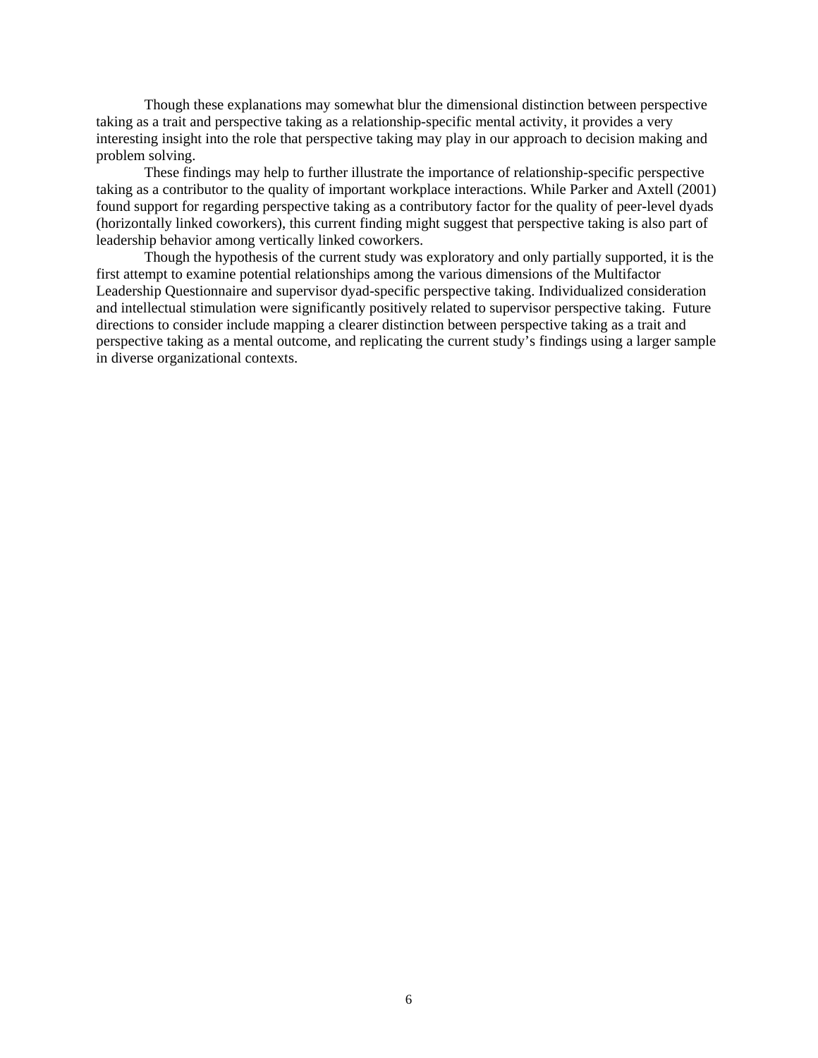Though these explanations may somewhat blur the dimensional distinction between perspective taking as a trait and perspective taking as a relationship-specific mental activity, it provides a very interesting insight into the role that perspective taking may play in our approach to decision making and problem solving.

These findings may help to further illustrate the importance of relationship-specific perspective taking as a contributor to the quality of important workplace interactions. While Parker and Axtell (2001) found support for regarding perspective taking as a contributory factor for the quality of peer-level dyads (horizontally linked coworkers), this current finding might suggest that perspective taking is also part of leadership behavior among vertically linked coworkers.

Though the hypothesis of the current study was exploratory and only partially supported, it is the first attempt to examine potential relationships among the various dimensions of the Multifactor Leadership Questionnaire and supervisor dyad-specific perspective taking. Individualized consideration and intellectual stimulation were significantly positively related to supervisor perspective taking. Future directions to consider include mapping a clearer distinction between perspective taking as a trait and perspective taking as a mental outcome, and replicating the current study's findings using a larger sample in diverse organizational contexts.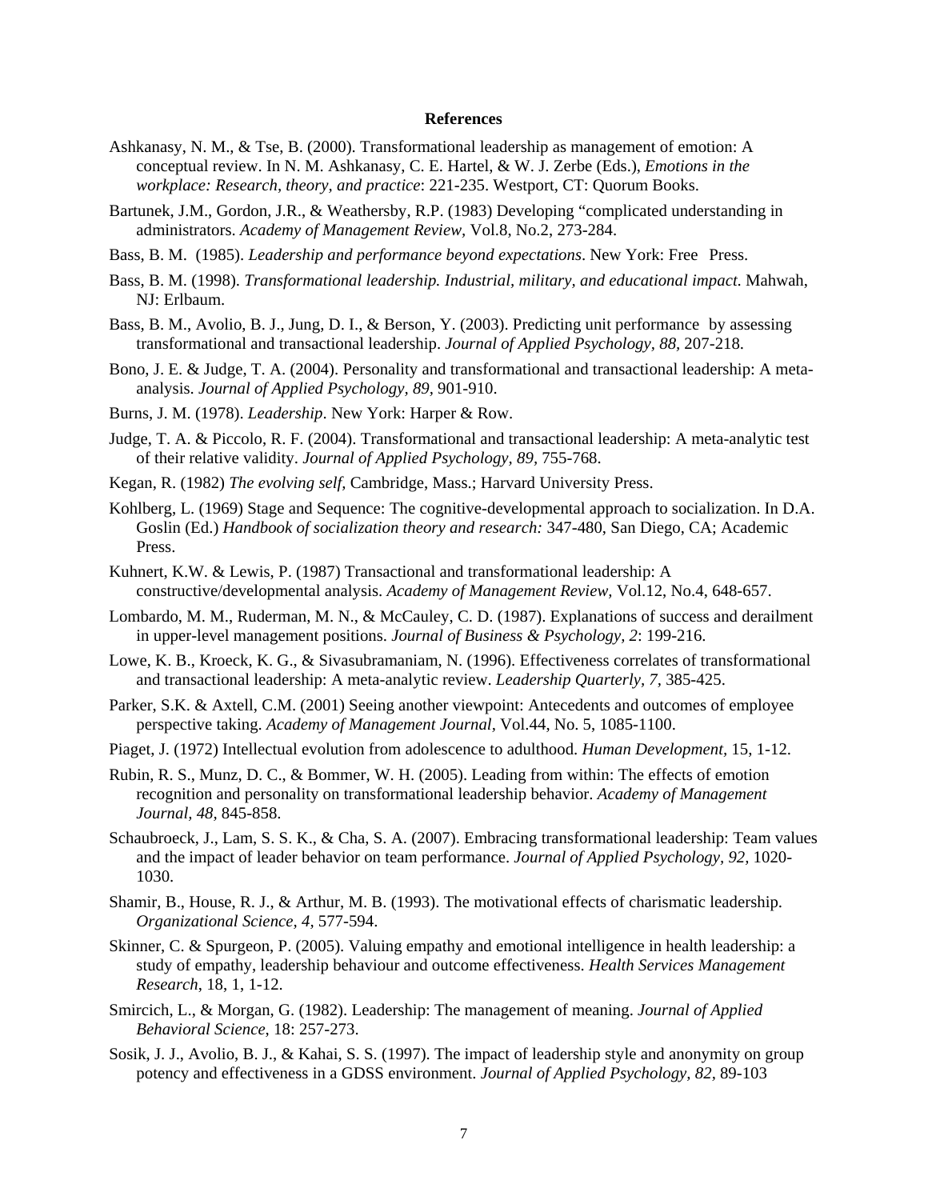## References

Ashkanasy, N. M., & Tse, B. (2000). Transformational leadership as management of emotion: A conceptual review. In N. M. Ashkanasy, C. E. Hartel, & W. J. Zerbe (Eds.), *Emotions in the workplace: Research, theory, and practice*: 221-235. Westport, CT: Quorum Books.

Bartunek, J.M., Gordon, J.R., & Weathersby, R.P. (1983) Developing "complicated understanding in administrators. *Academy of Management Review*, Vol.8, No.2, 273-284.

Bass, B. M. (1985). *Leadership and performance beyond expectations*. New York: Free Press.

Bass, B. M. (1998). *Transformational leadership. Industrial, military, and educational impact*. Mahwah, NJ: Erlbaum.

Bass, B. M., Avolio, B. J., Jung, D. I., & Berson, Y. (2003). Predicting unit performance by assessing transformational and transactional leadership. *Journal of Applied Psychology, 88,* 207-218.

Bono, J. E. & Judge, T. A. (2004). Personality and transformational and transactional leadership: A meta-analysis. *Journal of Applied Psychology, 89,* 901-910.

Burns, J. M. (1978). *Leadership*. New York: Harper & Row.

Judge, T. A. & Piccolo, R. F. (2004). Transformational and transactional leadership: A meta-analytic test of their relative validity. *Journal of Applied Psychology, 89,* 755-768.

Kegan, R. (1982) *The evolving self*, Cambridge, Mass.; Harvard University Press.

Kohlberg, L. (1969) Stage and Sequence: The cognitive-developmental approach to socialization. In D.A. Goslin (Ed.) *Handbook of socialization theory and research:* 347-480, San Diego, CA; Academic Press.

Kuhnert, K.W. & Lewis, P. (1987) Transactional and transformational leadership: A constructive/developmental analysis. *Academy of Management Review,* Vol.12, No.4, 648-657.

Lombardo, M. M., Ruderman, M. N., & McCauley, C. D. (1987). Explanations of success and derailment in upper-level management positions. *Journal of Business & Psychology, 2*: 199-216.

Lowe, K. B., Kroeck, K. G., & Sivasubramaniam, N. (1996). Effectiveness correlates of transformational and transactional leadership: A meta-analytic review. *Leadership Quarterly, 7,* 385-425.

Parker, S.K. & Axtell, C.M. (2001) Seeing another viewpoint: Antecedents and outcomes of employee perspective taking. *Academy of Management Journal*, Vol.44, No. 5, 1085-1100.

Piaget, J. (1972) Intellectual evolution from adolescence to adulthood. *Human Development*, 15, 1-12.

Rubin, R. S., Munz, D. C., & Bommer, W. H. (2005). Leading from within: The effects of emotion recognition and personality on transformational leadership behavior. *Academy of Management Journal, 48,* 845-858.

Schaubroeck, J., Lam, S. S. K., & Cha, S. A. (2007). Embracing transformational leadership: Team values and the impact of leader behavior on team performance. *Journal of Applied Psychology, 92,* 1020-1030.

Shamir, B., House, R. J., & Arthur, M. B. (1993). The motivational effects of charismatic leadership. *Organizational Science, 4,* 577-594.

Skinner, C. & Spurgeon, P. (2005). Valuing empathy and emotional intelligence in health leadership: a study of empathy, leadership behaviour and outcome effectiveness. *Health Services Management Research*, 18, 1, 1-12.

Smircich, L., & Morgan, G. (1982). Leadership: The management of meaning. *Journal of Applied Behavioral Science*, 18: 257-273.

Sosik, J. J., Avolio, B. J., & Kahai, S. S. (1997). The impact of leadership style and anonymity on group potency and effectiveness in a GDSS environment. *Journal of Applied Psychology, 82,* 89-103